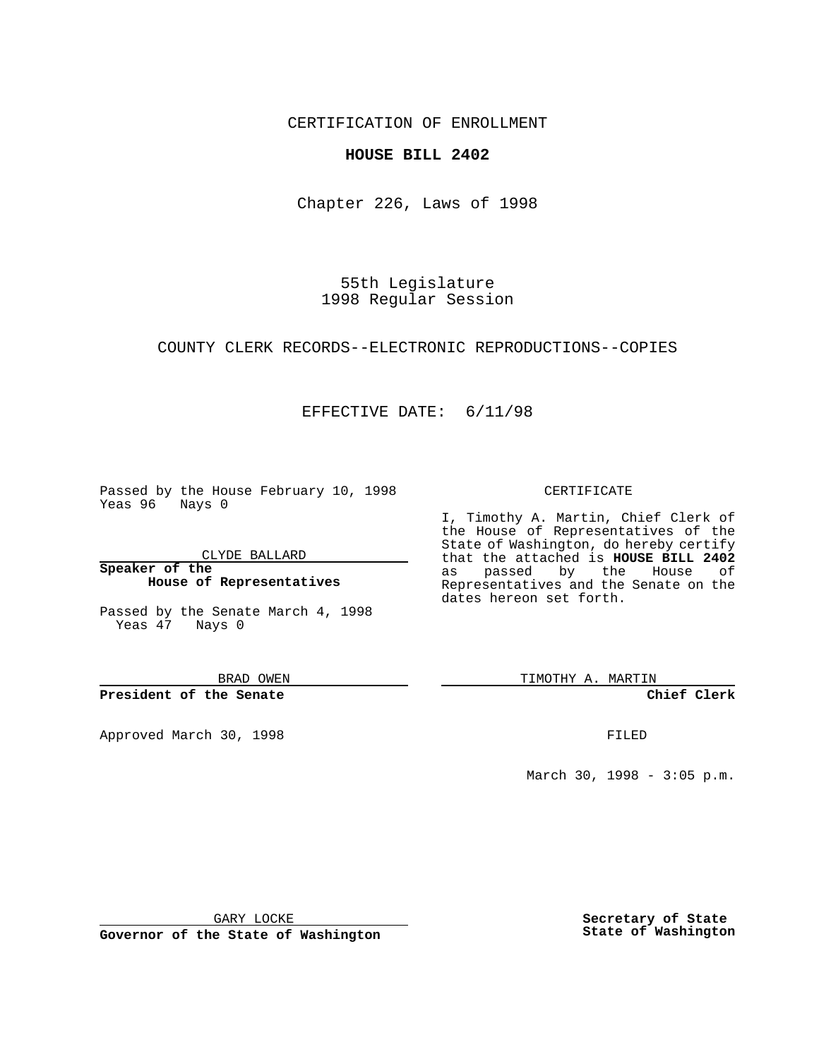CERTIFICATION OF ENROLLMENT

**HOUSE BILL 2402**

Chapter 226, Laws of 1998

55th Legislature
1998 Regular Session

COUNTY CLERK RECORDS--ELECTRONIC REPRODUCTIONS--COPIES

EFFECTIVE DATE: 6/11/98

Passed by the House February 10, 1998
Yeas 96 Nays 0

CLYDE BALLARD

**Speaker of the House of Representatives**

Passed by the Senate March 4, 1998
Yeas 47 Nays 0

BRAD OWEN

**President of the Senate**

Approved March 30, 1998

GARY LOCKE

**Governor of the State of Washington**

CERTIFICATE

I, Timothy A. Martin, Chief Clerk of the House of Representatives of the State of Washington, do hereby certify that the attached is **HOUSE BILL 2402** as passed by the House of Representatives and the Senate on the dates hereon set forth.

TIMOTHY A. MARTIN

**Chief Clerk**

FILED

March 30, 1998 - 3:05 p.m.

**Secretary of State State of Washington**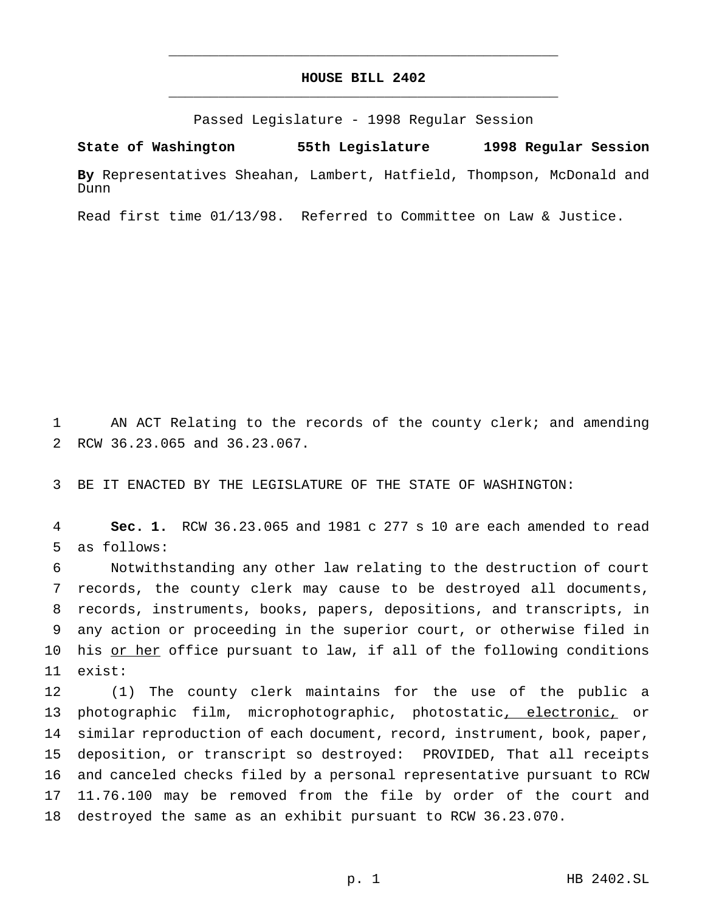# HOUSE BILL 2402

Passed Legislature - 1998 Regular Session

**State of Washington 55th Legislature 1998 Regular Session**

**By** Representatives Sheahan, Lambert, Hatfield, Thompson, McDonald and Dunn

Read first time 01/13/98. Referred to Committee on Law & Justice.

1 AN ACT Relating to the records of the county clerk; and amending
2 RCW 36.23.065 and 36.23.067.

3 BE IT ENACTED BY THE LEGISLATURE OF THE STATE OF WASHINGTON:

4 **Sec. 1.** RCW 36.23.065 and 1981 c 277 s 10 are each amended to read
5 as follows:

6 Notwithstanding any other law relating to the destruction of court
7 records, the county clerk may cause to be destroyed all documents,
8 records, instruments, books, papers, depositions, and transcripts, in
9 any action or proceeding in the superior court, or otherwise filed in
10 his <u>or her</u> office pursuant to law, if all of the following conditions
11 exist:

12 (1) The county clerk maintains for the use of the public a
13 photographic film, microphotographic, photostatic<u>, electronic,</u> or
14 similar reproduction of each document, record, instrument, book, paper,
15 deposition, or transcript so destroyed: PROVIDED, That all receipts
16 and canceled checks filed by a personal representative pursuant to RCW
17 11.76.100 may be removed from the file by order of the court and
18 destroyed the same as an exhibit pursuant to RCW 36.23.070.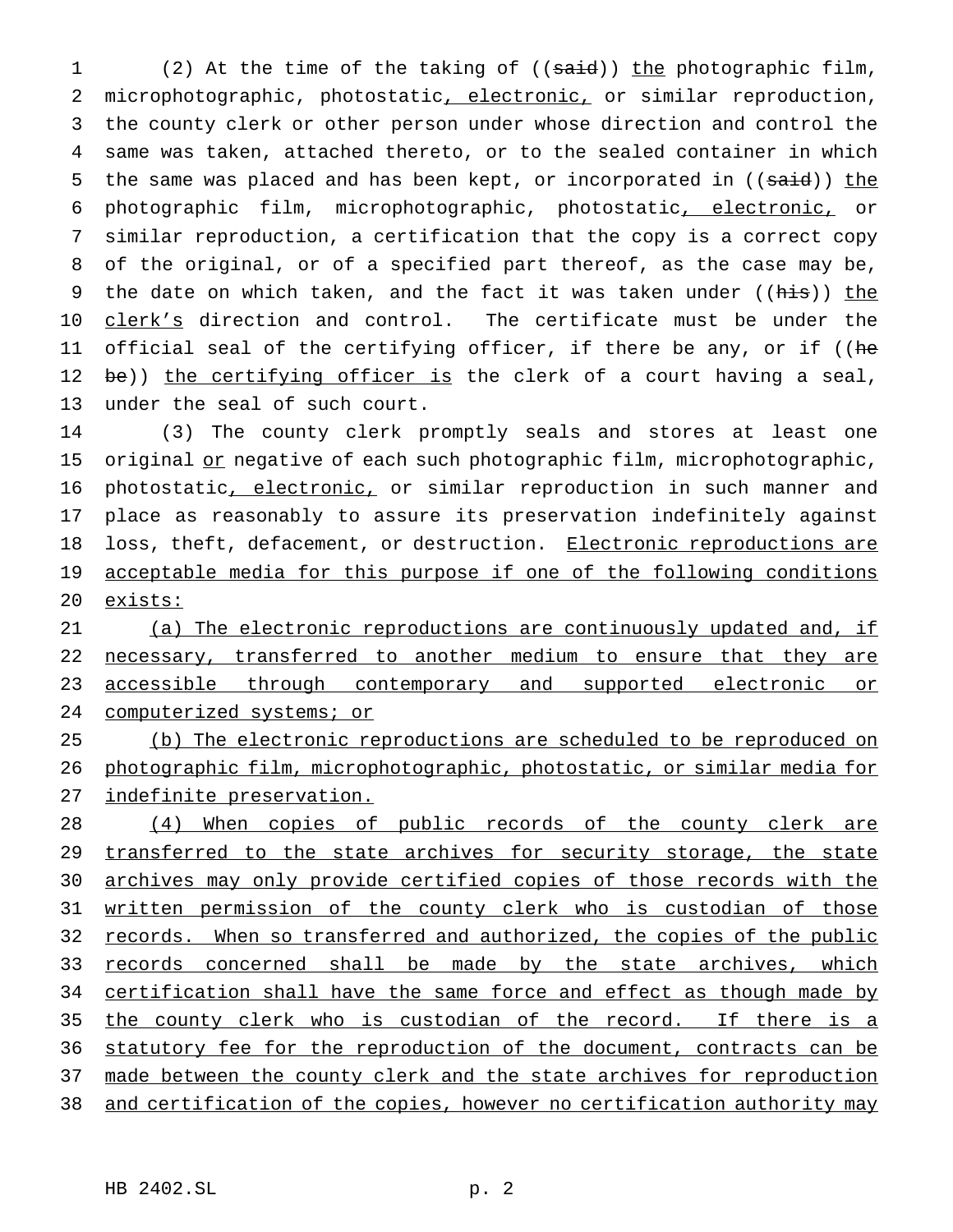(2) At the time of the taking of ((~~said~~)) <u>the</u> photographic film, microphotographic, photostatic<u>, electronic,</u> or similar reproduction, the county clerk or other person under whose direction and control the same was taken, attached thereto, or to the sealed container in which the same was placed and has been kept, or incorporated in ((~~said~~)) <u>the</u> photographic film, microphotographic, photostatic<u>, electronic,</u> or similar reproduction, a certification that the copy is a correct copy of the original, or of a specified part thereof, as the case may be, the date on which taken, and the fact it was taken under ((~~his~~)) <u>the clerk's</u> direction and control. The certificate must be under the official seal of the certifying officer, if there be any, or if ((~~he be~~)) <u>the certifying officer is</u> the clerk of a court having a seal, under the seal of such court.

(3) The county clerk promptly seals and stores at least one original <u>or</u> negative of each such photographic film, microphotographic, photostatic<u>, electronic,</u> or similar reproduction in such manner and place as reasonably to assure its preservation indefinitely against loss, theft, defacement, or destruction. <u>Electronic reproductions are acceptable media for this purpose if one of the following conditions exists:</u>

<u>(a) The electronic reproductions are continuously updated and, if necessary, transferred to another medium to ensure that they are accessible through contemporary and supported electronic or computerized systems; or</u>

<u>(b) The electronic reproductions are scheduled to be reproduced on photographic film, microphotographic, photostatic, or similar media for indefinite preservation.</u>

<u>(4) When copies of public records of the county clerk are transferred to the state archives for security storage, the state archives may only provide certified copies of those records with the written permission of the county clerk who is custodian of those records. When so transferred and authorized, the copies of the public records concerned shall be made by the state archives, which certification shall have the same force and effect as though made by the county clerk who is custodian of the record. If there is a statutory fee for the reproduction of the document, contracts can be made between the county clerk and the state archives for reproduction and certification of the copies, however no certification authority may</u>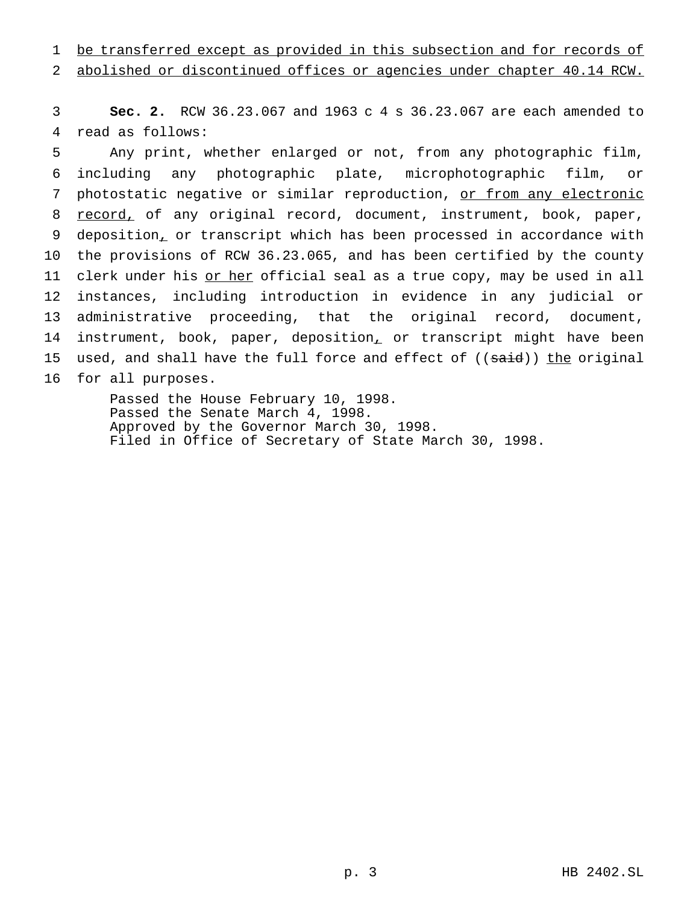be transferred except as provided in this subsection and for records of abolished or discontinued offices or agencies under chapter 40.14 RCW.

**Sec. 2.** RCW 36.23.067 and 1963 c 4 s 36.23.067 are each amended to read as follows:

Any print, whether enlarged or not, from any photographic film, including any photographic plate, microphotographic film, or photostatic negative or similar reproduction, or from any electronic record, of any original record, document, instrument, book, paper, deposition, or transcript which has been processed in accordance with the provisions of RCW 36.23.065, and has been certified by the county clerk under his or her official seal as a true copy, may be used in all instances, including introduction in evidence in any judicial or administrative proceeding, that the original record, document, instrument, book, paper, deposition, or transcript might have been used, and shall have the full force and effect of ((~~said~~)) the original for all purposes.

Passed the House February 10, 1998.
Passed the Senate March 4, 1998.
Approved by the Governor March 30, 1998.
Filed in Office of Secretary of State March 30, 1998.